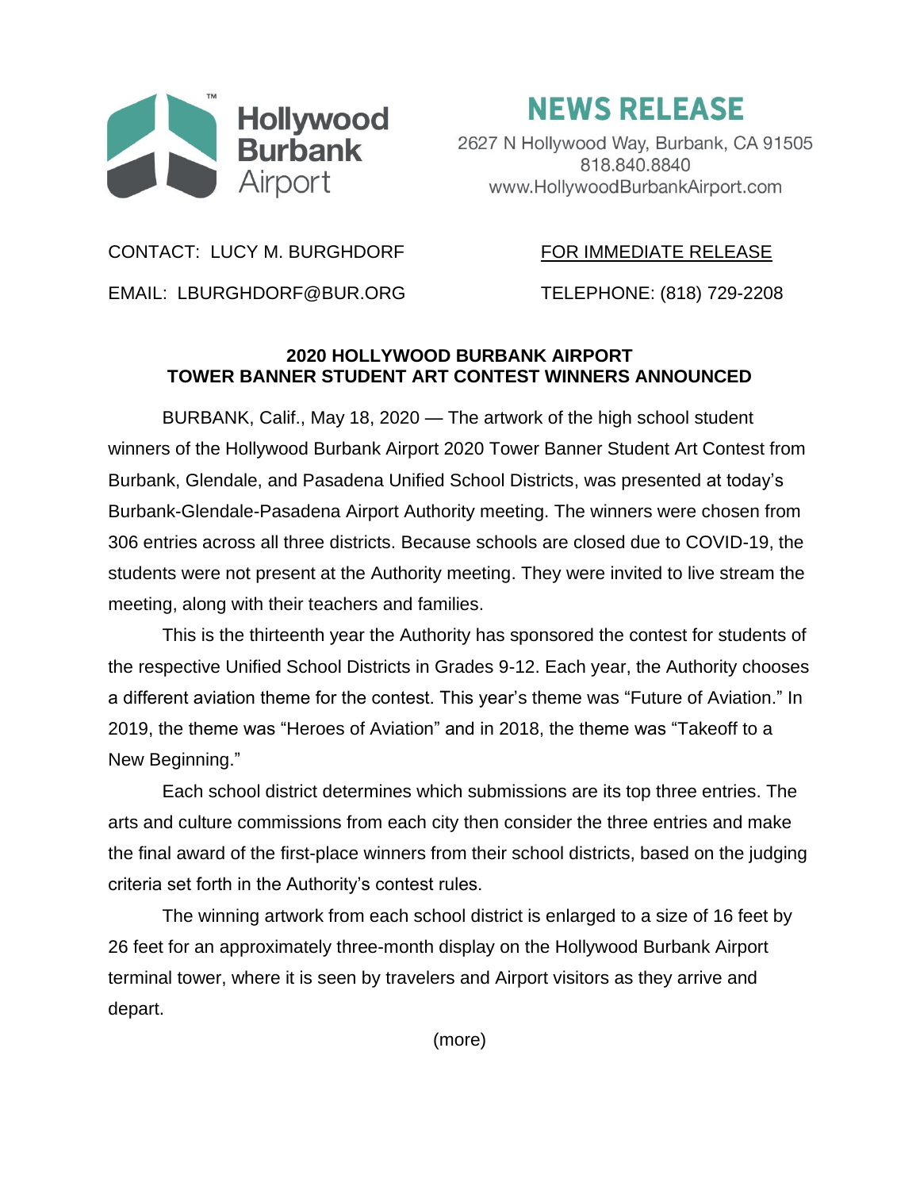Hollywood Burbank Airport

# NEWS RELEASE

2627 N Hollywood Way, Burbank, CA 91505
818.840.8840
www.HollywoodBurbankAirport.com

CONTACT: LUCY M. BURGHDORF

FOR IMMEDIATE RELEASE

EMAIL: LBURGHDORF@BUR.ORG

TELEPHONE: (818) 729-2208

## 2020 HOLLYWOOD BURBANK AIRPORT TOWER BANNER STUDENT ART CONTEST WINNERS ANNOUNCED

BURBANK, Calif., May 18, 2020 — The artwork of the high school student winners of the Hollywood Burbank Airport 2020 Tower Banner Student Art Contest from Burbank, Glendale, and Pasadena Unified School Districts, was presented at today's Burbank-Glendale-Pasadena Airport Authority meeting. The winners were chosen from 306 entries across all three districts. Because schools are closed due to COVID-19, the students were not present at the Authority meeting. They were invited to live stream the meeting, along with their teachers and families.

This is the thirteenth year the Authority has sponsored the contest for students of the respective Unified School Districts in Grades 9-12. Each year, the Authority chooses a different aviation theme for the contest. This year's theme was "Future of Aviation." In 2019, the theme was "Heroes of Aviation" and in 2018, the theme was "Takeoff to a New Beginning."

Each school district determines which submissions are its top three entries. The arts and culture commissions from each city then consider the three entries and make the final award of the first-place winners from their school districts, based on the judging criteria set forth in the Authority's contest rules.

The winning artwork from each school district is enlarged to a size of 16 feet by 26 feet for an approximately three-month display on the Hollywood Burbank Airport terminal tower, where it is seen by travelers and Airport visitors as they arrive and depart.

(more)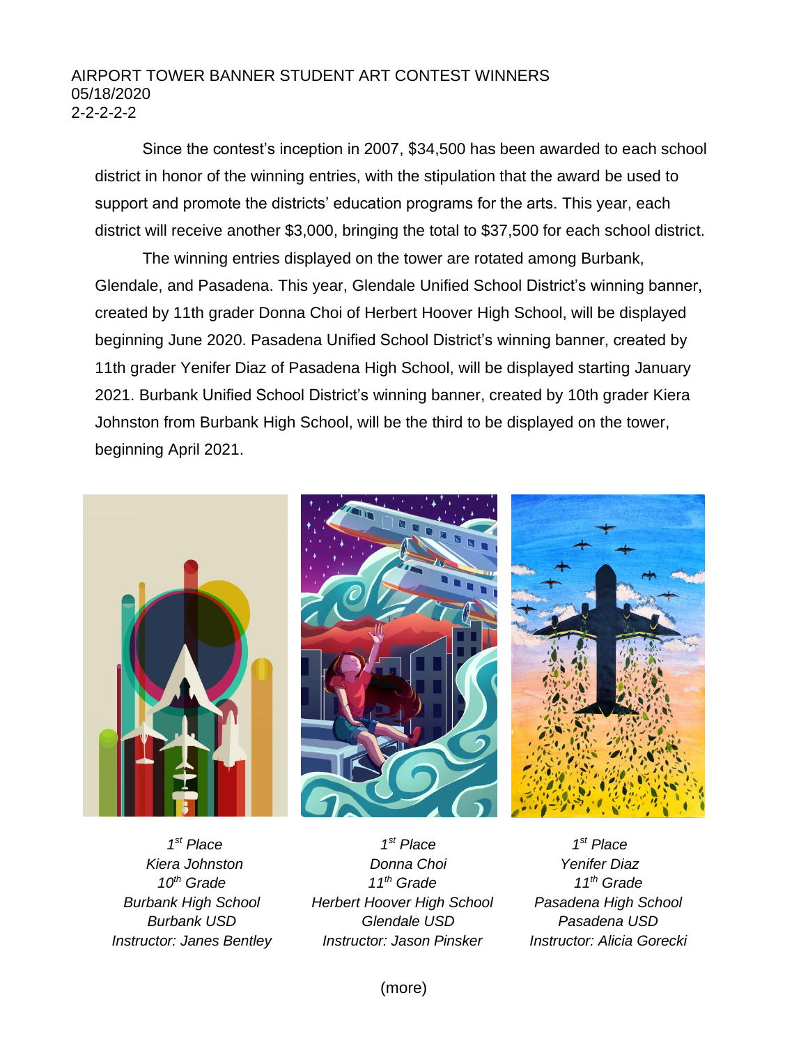AIRPORT TOWER BANNER STUDENT ART CONTEST WINNERS
05/18/2020
2-2-2-2-2

Since the contest's inception in 2007, $34,500 has been awarded to each school district in honor of the winning entries, with the stipulation that the award be used to support and promote the districts' education programs for the arts. This year, each district will receive another $3,000, bringing the total to $37,500 for each school district.

The winning entries displayed on the tower are rotated among Burbank, Glendale, and Pasadena. This year, Glendale Unified School District's winning banner, created by 11th grader Donna Choi of Herbert Hoover High School, will be displayed beginning June 2020. Pasadena Unified School District's winning banner, created by 11th grader Yenifer Diaz of Pasadena High School, will be displayed starting January 2021. Burbank Unified School District's winning banner, created by 10th grader Kiera Johnston from Burbank High School, will be the third to be displayed on the tower, beginning April 2021.

*1st Place*
*Kiera Johnston*
*10th Grade*
*Burbank High School*
*Burbank USD*
*Instructor: Janes Bentley*

*1st Place*
*Donna Choi*
*11th Grade*
*Herbert Hoover High School*
*Glendale USD*
*Instructor: Jason Pinsker*

*1st Place*
*Yenifer Diaz*
*11th Grade*
*Pasadena High School*
*Pasadena USD*
*Instructor: Alicia Gorecki*

(more)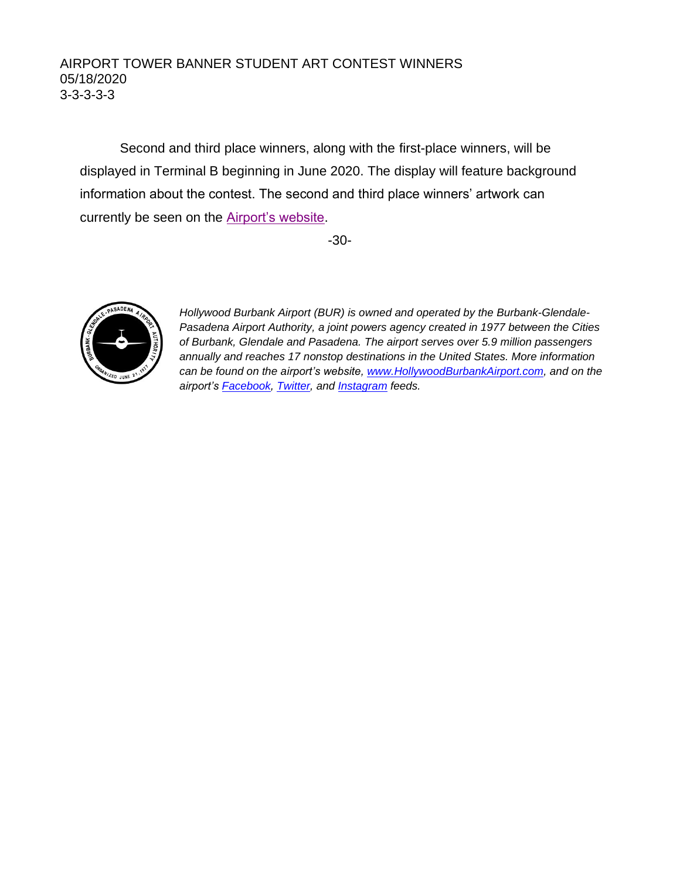Second and third place winners, along with the first-place winners, will be displayed in Terminal B beginning in June 2020. The display will feature background information about the contest. The second and third place winners' artwork can currently be seen on the Airport's website.

-30-

*Hollywood Burbank Airport (BUR) is owned and operated by the Burbank-Glendale-Pasadena Airport Authority, a joint powers agency created in 1977 between the Cities of Burbank, Glendale and Pasadena. The airport serves over 5.9 million passengers annually and reaches 17 nonstop destinations in the United States. More information can be found on the airport's website, www.HollywoodBurbankAirport.com, and on the airport's Facebook, Twitter, and Instagram feeds.*